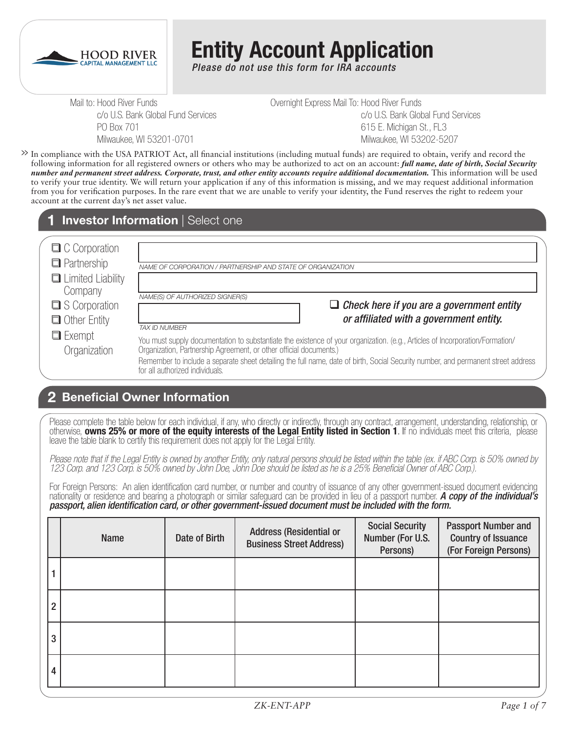HOOD RIVER CAPITAL MANAGEMENT LLC

# Entity Account Application

***Please do not use this form for IRA accounts***

Mail to: Hood River Funds
c/o U.S. Bank Global Fund Services
PO Box 701
Milwaukee, WI 53201-0701

Overnight Express Mail To: Hood River Funds
c/o U.S. Bank Global Fund Services
615 E. Michigan St., FL3
Milwaukee, WI 53202-5207

>> In compliance with the USA PATRIOT Act, all financial institutions (including mutual funds) are required to obtain, verify and record the following information for all registered owners or others who may be authorized to act on an account: ***full name, date of birth, Social Security number and permanent street address. Corporate, trust, and other entity accounts require additional documentation.*** This information will be used to verify your true identity. We will return your application if any of this information is missing, and we may request additional information from you for verification purposes. In the rare event that we are unable to verify your identity, the Fund reserves the right to redeem your account at the current day's net asset value.

## 1 Investor Information | Select one

- ☐ C Corporation
- ☐ Partnership
- ☐ Limited Liability Company
- ☐ S Corporation
- ☐ Other Entity
- ☐ Exempt Organization

NAME OF CORPORATION / PARTNERSHIP AND STATE OF ORGANIZATION

NAME(S) OF AUTHORIZED SIGNER(S)

TAX ID NUMBER

☐ ***Check here if you are a government entity or affiliated with a government entity.***

You must supply documentation to substantiate the existence of your organization. (e.g., Articles of Incorporation/Formation/Organization, Partnership Agreement, or other official documents.)

Remember to include a separate sheet detailing the full name, date of birth, Social Security number, and permanent street address for all authorized individuals.

## 2 Beneficial Owner Information

Please complete the table below for each individual, if any, who directly or indirectly, through any contract, arrangement, understanding, relationship, or otherwise, **owns 25% or more of the equity interests of the Legal Entity listed in Section 1**. If no individuals meet this criteria, please leave the table blank to certify this requirement does not apply for the Legal Entity.

*Please note that if the Legal Entity is owned by another Entity, only natural persons should be listed within the table (ex. if ABC Corp. is 50% owned by 123 Corp. and 123 Corp. is 50% owned by John Doe, John Doe should be listed as he is a 25% Beneficial Owner of ABC Corp.).*

For Foreign Persons: An alien identification card number, or number and country of issuance of any other government-issued document evidencing nationality or residence and bearing a photograph or similar safeguard can be provided in lieu of a passport number. ***A copy of the individual's passport, alien identification card, or other government-issued document must be included with the form.***

| | Name | Date of Birth | Address (Residential or Business Street Address) | Social Security Number (For U.S. Persons) | Passport Number and Country of Issuance (For Foreign Persons) |
|---|---|---|---|---|---|
| 1 | | | | | |
| 2 | | | | | |
| 3 | | | | | |
| 4 | | | | | |

ZK-ENT-APP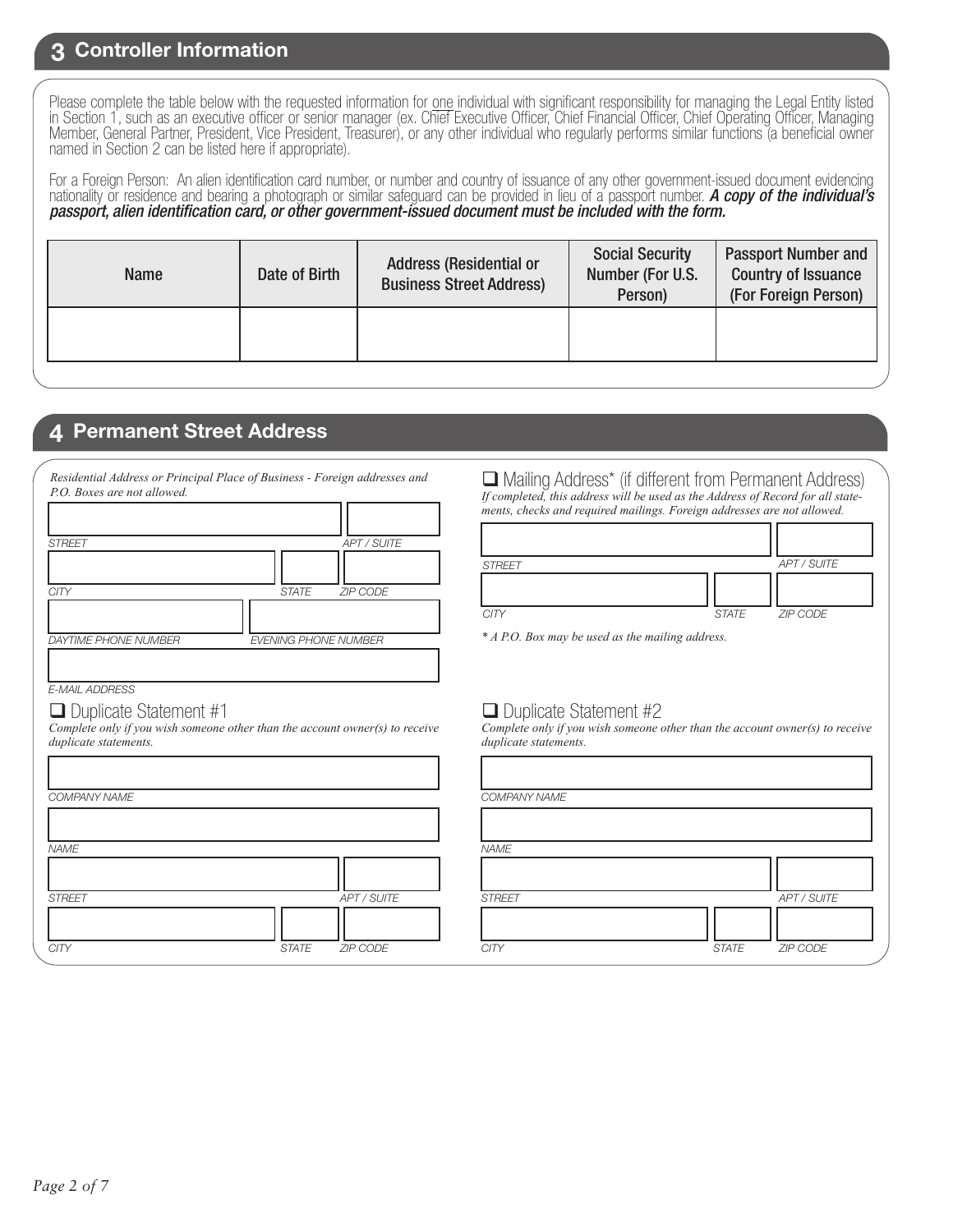## 3 Controller Information

Please complete the table below with the requested information for one individual with significant responsibility for managing the Legal Entity listed in Section 1, such as an executive officer or senior manager (ex. Chief Executive Officer, Chief Financial Officer, Chief Operating Officer, Managing Member, General Partner, President, Vice President, Treasurer), or any other individual who regularly performs similar functions (a beneficial owner named in Section 2 can be listed here if appropriate).

For a Foreign Person: An alien identification card number, or number and country of issuance of any other government-issued document evidencing nationality or residence and bearing a photograph or similar safeguard can be provided in lieu of a passport number. ***A copy of the individual's passport, alien identification card, or other government-issued document must be included with the form.***

| Name | Date of Birth | Address (Residential or Business Street Address) | Social Security Number (For U.S. Person) | Passport Number and Country of Issuance (For Foreign Person) |
|---|---|---|---|---|
| | | | | |

## 4 Permanent Street Address

*Residential Address or Principal Place of Business - Foreign addresses and P.O. Boxes are not allowed.*

STREET | APT / SUITE

CITY | STATE | ZIP CODE

DAYTIME PHONE NUMBER | EVENING PHONE NUMBER

E-MAIL ADDRESS

☐ Mailing Address* (if different from Permanent Address)

*If completed, this address will be used as the Address of Record for all statements, checks and required mailings. Foreign addresses are not allowed.*

STREET | APT / SUITE

CITY | STATE | ZIP CODE

*\* A P.O. Box may be used as the mailing address.*

☐ Duplicate Statement #1

*Complete only if you wish someone other than the account owner(s) to receive duplicate statements.*

COMPANY NAME

NAME

STREET | APT / SUITE

CITY | STATE | ZIP CODE

☐ Duplicate Statement #2

*Complete only if you wish someone other than the account owner(s) to receive duplicate statements.*

COMPANY NAME

NAME

STREET | APT / SUITE

CITY | STATE | ZIP CODE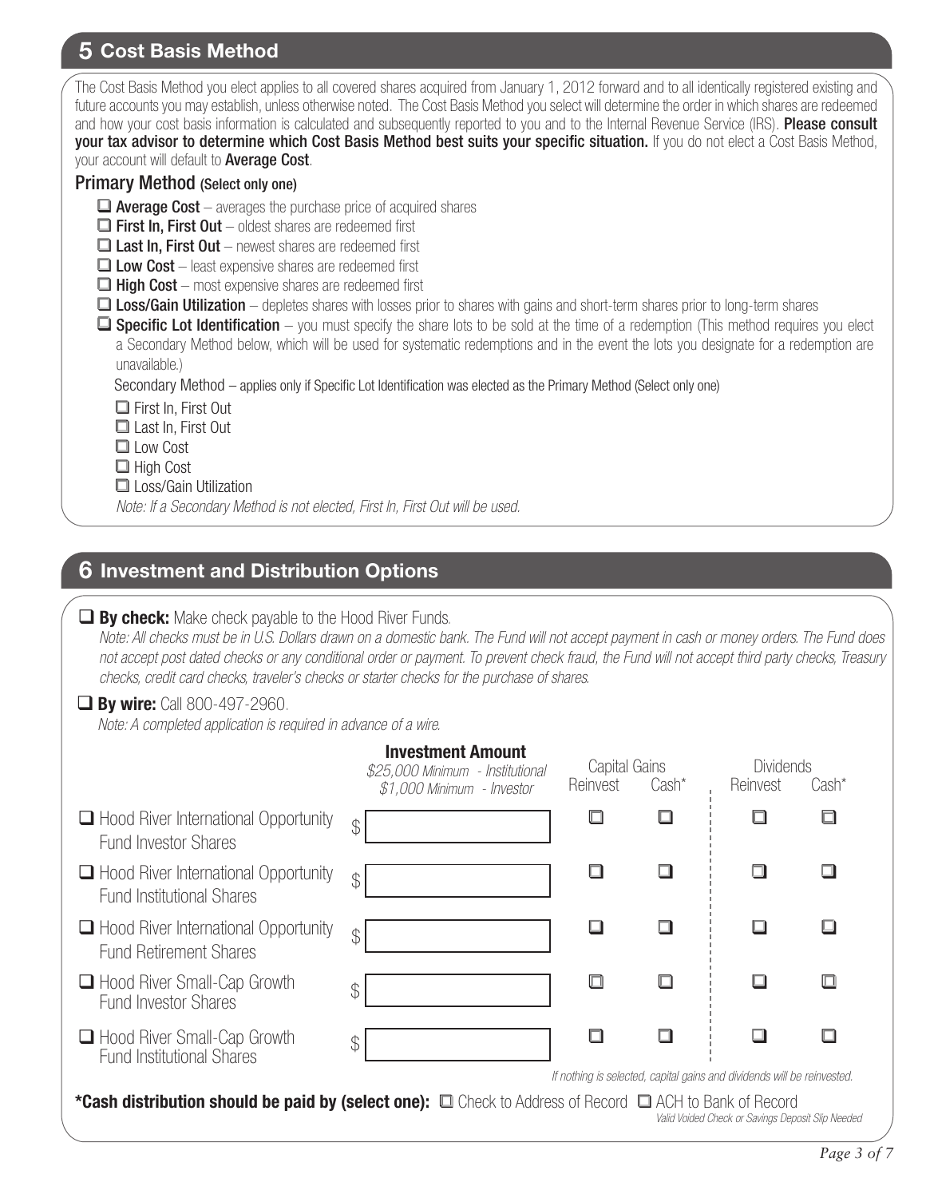## 5 Cost Basis Method

The Cost Basis Method you elect applies to all covered shares acquired from January 1, 2012 forward and to all identically registered existing and future accounts you may establish, unless otherwise noted. The Cost Basis Method you select will determine the order in which shares are redeemed and how your cost basis information is calculated and subsequently reported to you and to the Internal Revenue Service (IRS). **Please consult your tax advisor to determine which Cost Basis Method best suits your specific situation.** If you do not elect a Cost Basis Method, your account will default to **Average Cost**.

### Primary Method (Select only one)

- ☐ **Average Cost** – averages the purchase price of acquired shares
- ☐ **First In, First Out** – oldest shares are redeemed first
- ☐ **Last In, First Out** – newest shares are redeemed first
- ☐ **Low Cost** – least expensive shares are redeemed first
- ☐ **High Cost** – most expensive shares are redeemed first
- ☐ **Loss/Gain Utilization** – depletes shares with losses prior to shares with gains and short-term shares prior to long-term shares
- ☐ **Specific Lot Identification** – you must specify the share lots to be sold at the time of a redemption (This method requires you elect a Secondary Method below, which will be used for systematic redemptions and in the event the lots you designate for a redemption are unavailable.)

Secondary Method – applies only if Specific Lot Identification was elected as the Primary Method (Select only one)

- ☐ First In, First Out
- ☐ Last In, First Out
- ☐ Low Cost
- ☐ High Cost
- ☐ Loss/Gain Utilization

*Note: If a Secondary Method is not elected, First In, First Out will be used.*

## 6 Investment and Distribution Options

☐ **By check:** Make check payable to the Hood River Funds.

*Note: All checks must be in U.S. Dollars drawn on a domestic bank. The Fund will not accept payment in cash or money orders. The Fund does not accept post dated checks or any conditional order or payment. To prevent check fraud, the Fund will not accept third party checks, Treasury checks, credit card checks, traveler's checks or starter checks for the purchase of shares.*

☐ **By wire:** Call 800-497-2960.

*Note: A completed application is required in advance of a wire.*

| | **Investment Amount** *$25,000 Minimum - Institutional* *$1,000 Minimum - Investor* | Capital Gains | | Dividends | |
|---|---|---|---|---|---|
| | | Reinvest | Cash* | Reinvest | Cash* |
| ☐ Hood River International Opportunity Fund Investor Shares | $ | ☐ | ☐ | ☐ | ☐ |
| ☐ Hood River International Opportunity Fund Institutional Shares | $ | ☐ | ☐ | ☐ | ☐ |
| ☐ Hood River International Opportunity Fund Retirement Shares | $ | ☐ | ☐ | ☐ | ☐ |
| ☐ Hood River Small-Cap Growth Fund Investor Shares | $ | ☐ | ☐ | ☐ | ☐ |
| ☐ Hood River Small-Cap Growth Fund Institutional Shares | $ | ☐ | ☐ | ☐ | ☐ |

*If nothing is selected, capital gains and dividends will be reinvested.*

**\*Cash distribution should be paid by (select one):** ☐ Check to Address of Record ☐ ACH to Bank of Record

*Valid Voided Check or Savings Deposit Slip Needed*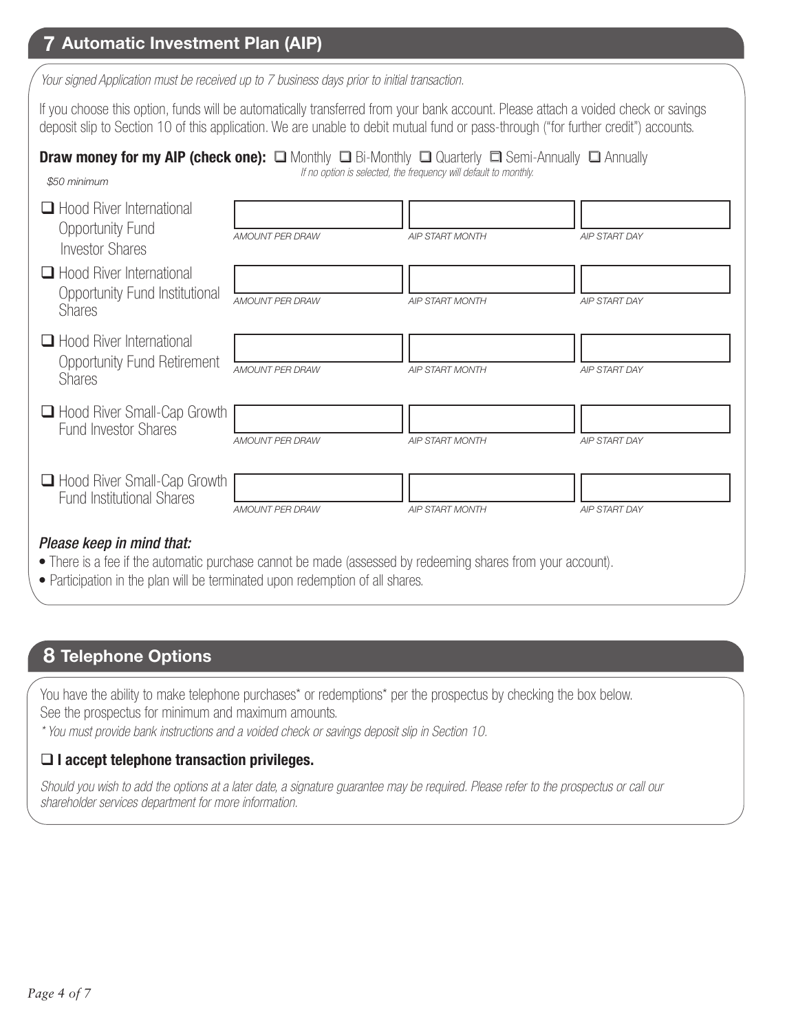## 7 Automatic Investment Plan (AIP)

*Your signed Application must be received up to 7 business days prior to initial transaction.*

If you choose this option, funds will be automatically transferred from your bank account. Please attach a voided check or savings deposit slip to Section 10 of this application. We are unable to debit mutual fund or pass-through ("for further credit") accounts.

**Draw money for my AIP (check one):** ☐ Monthly ☐ Bi-Monthly ☐ Quarterly ☐ Semi-Annually ☐ Annually

*If no option is selected, the frequency will default to monthly.*

*$50 minimum*

| Fund | AMOUNT PER DRAW | AIP START MONTH | AIP START DAY |
|---|---|---|---|
| ☐ Hood River International Opportunity Fund Investor Shares | | | |
| ☐ Hood River International Opportunity Fund Institutional Shares | | | |
| ☐ Hood River International Opportunity Fund Retirement Shares | | | |
| ☐ Hood River Small-Cap Growth Fund Investor Shares | | | |
| ☐ Hood River Small-Cap Growth Fund Institutional Shares | | | |

***Please keep in mind that:***

- There is a fee if the automatic purchase cannot be made (assessed by redeeming shares from your account).
- Participation in the plan will be terminated upon redemption of all shares.

## 8 Telephone Options

You have the ability to make telephone purchases* or redemptions* per the prospectus by checking the box below. See the prospectus for minimum and maximum amounts.

*\* You must provide bank instructions and a voided check or savings deposit slip in Section 10.*

☐ **I accept telephone transaction privileges.**

*Should you wish to add the options at a later date, a signature guarantee may be required. Please refer to the prospectus or call our shareholder services department for more information.*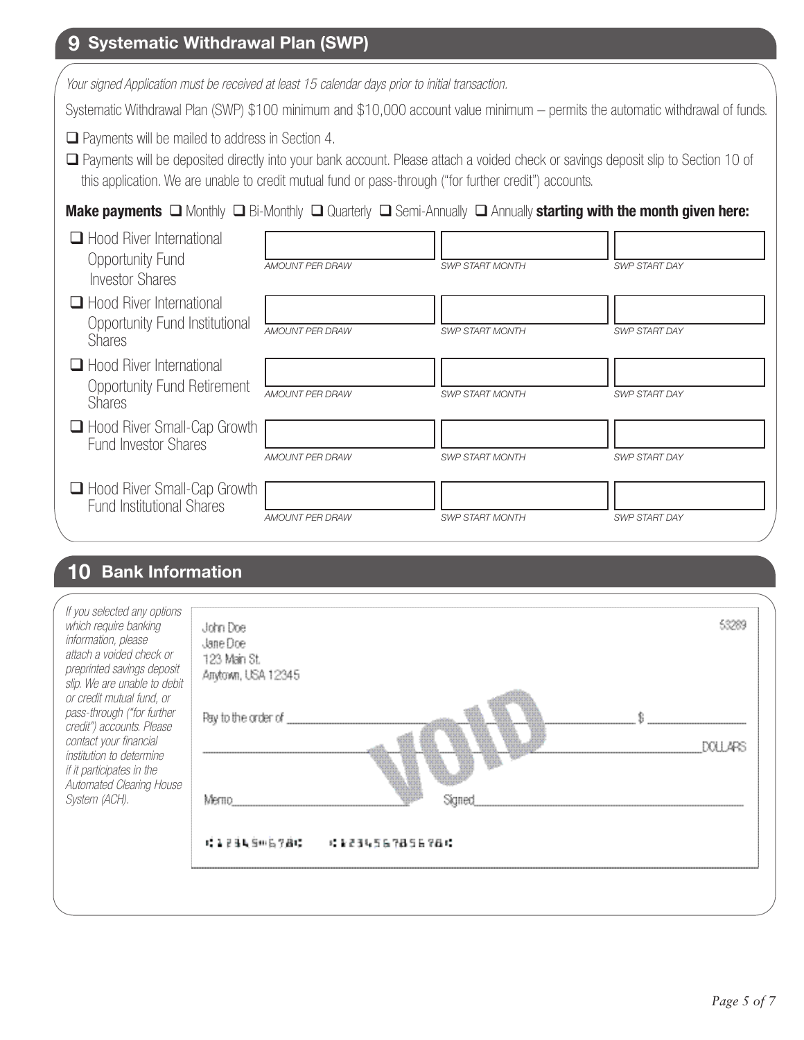## 9 Systematic Withdrawal Plan (SWP)

*Your signed Application must be received at least 15 calendar days prior to initial transaction.*

Systematic Withdrawal Plan (SWP) $100 minimum and $10,000 account value minimum – permits the automatic withdrawal of funds.

- ❑ Payments will be mailed to address in Section 4.
- ❑ Payments will be deposited directly into your bank account. Please attach a voided check or savings deposit slip to Section 10 of this application. We are unable to credit mutual fund or pass-through ("for further credit") accounts.

**Make payments** ❑ Monthly ❑ Bi-Monthly ❑ Quarterly ❑ Semi-Annually ❑ Annually **starting with the month given here:**

| Fund | AMOUNT PER DRAW | SWP START MONTH | SWP START DAY |
|---|---|---|---|
| ❑ Hood River International Opportunity Fund Investor Shares | | | |
| ❑ Hood River International Opportunity Fund Institutional Shares | | | |
| ❑ Hood River International Opportunity Fund Retirement Shares | | | |
| ❑ Hood River Small-Cap Growth Fund Investor Shares | | | |
| ❑ Hood River Small-Cap Growth Fund Institutional Shares | | | |

## 10 Bank Information

*If you selected any options which require banking information, please attach a voided check or preprinted savings deposit slip. We are unable to debit or credit mutual fund, or pass-through ("for further credit") accounts. Please contact your financial institution to determine if it participates in the Automated Clearing House System (ACH).*

John Doe
Jane Doe
123 Main St.
Anytown, USA 12345

53289

Pay to the order of ______________________ $ ________

______________________ DOLLARS

VOID

Memo ______________ Signed ______________

⑆12345⑈678⑆ ⑆1234567856781⑆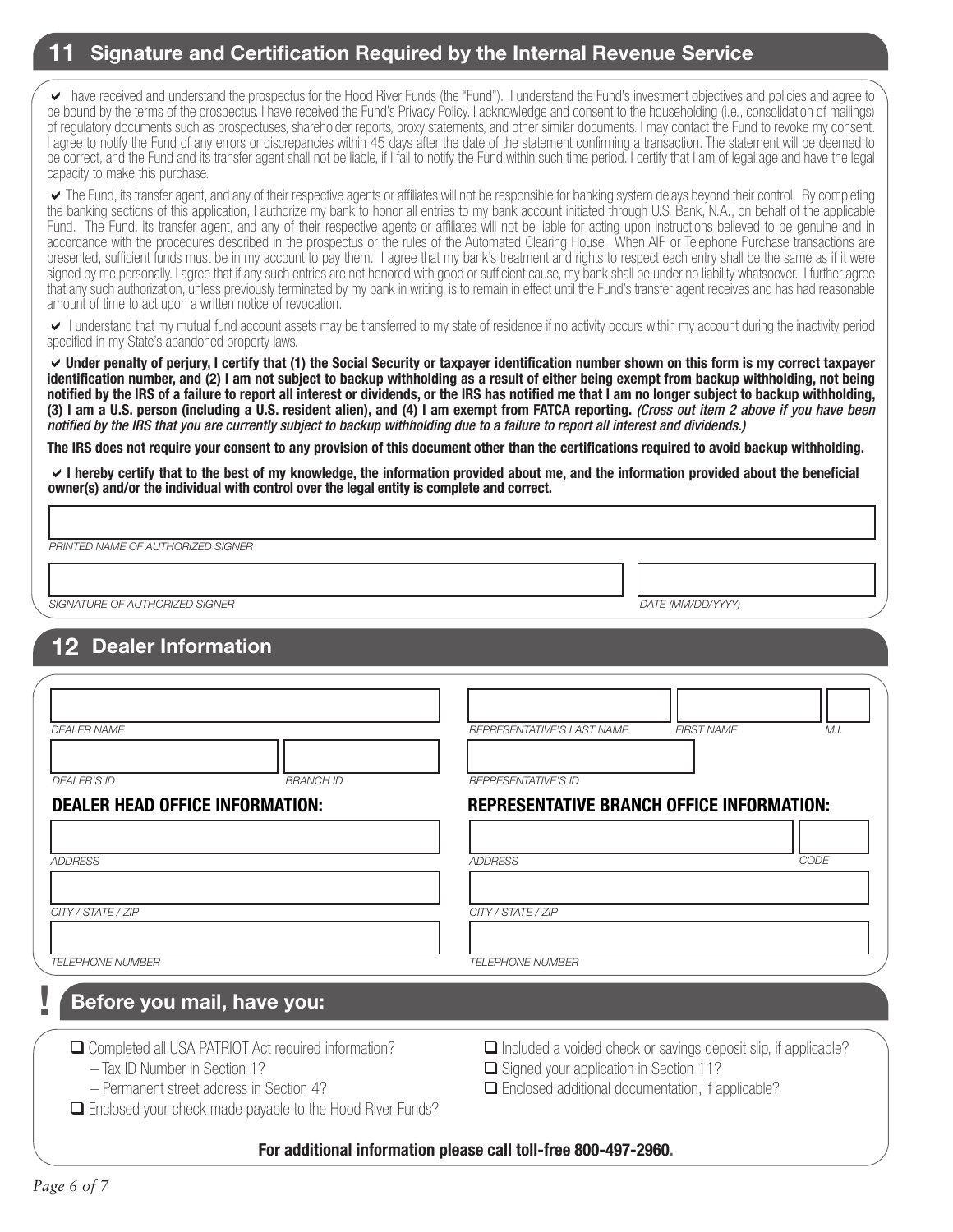## 11 Signature and Certification Required by the Internal Revenue Service

✔ I have received and understand the prospectus for the Hood River Funds (the "Fund"). I understand the Fund's investment objectives and policies and agree to be bound by the terms of the prospectus. I have received the Fund's Privacy Policy. I acknowledge and consent to the householding (i.e., consolidation of mailings) of regulatory documents such as prospectuses, shareholder reports, proxy statements, and other similar documents. I may contact the Fund to revoke my consent. I agree to notify the Fund of any errors or discrepancies within 45 days after the date of the statement confirming a transaction. The statement will be deemed to be correct, and the Fund and its transfer agent shall not be liable, if I fail to notify the Fund within such time period. I certify that I am of legal age and have the legal capacity to make this purchase.

✔ The Fund, its transfer agent, and any of their respective agents or affiliates will not be responsible for banking system delays beyond their control. By completing the banking sections of this application, I authorize my bank to honor all entries to my bank account initiated through U.S. Bank, N.A., on behalf of the applicable Fund. The Fund, its transfer agent, and any of their respective agents or affiliates will not be liable for acting upon instructions believed to be genuine and in accordance with the procedures described in the prospectus or the rules of the Automated Clearing House. When AIP or Telephone Purchase transactions are presented, sufficient funds must be in my account to pay them. I agree that my bank's treatment and rights to respect each entry shall be the same as if it were signed by me personally. I agree that if any such entries are not honored with good or sufficient cause, my bank shall be under no liability whatsoever. I further agree that any such authorization, unless previously terminated by my bank in writing, is to remain in effect until the Fund's transfer agent receives and has had reasonable amount of time to act upon a written notice of revocation.

✔ I understand that my mutual fund account assets may be transferred to my state of residence if no activity occurs within my account during the inactivity period specified in my State's abandoned property laws.

✔ **Under penalty of perjury, I certify that (1) the Social Security or taxpayer identification number shown on this form is my correct taxpayer identification number, and (2) I am not subject to backup withholding as a result of either being exempt from backup withholding, not being notified by the IRS of a failure to report all interest or dividends, or the IRS has notified me that I am no longer subject to backup withholding, (3) I am a U.S. person (including a U.S. resident alien), and (4) I am exempt from FATCA reporting.** *(Cross out item 2 above if you have been notified by the IRS that you are currently subject to backup withholding due to a failure to report all interest and dividends.)*

**The IRS does not require your consent to any provision of this document other than the certifications required to avoid backup withholding.**

✔ **I hereby certify that to the best of my knowledge, the information provided about me, and the information provided about the beneficial owner(s) and/or the individual with control over the legal entity is complete and correct.**

*PRINTED NAME OF AUTHORIZED SIGNER*

*SIGNATURE OF AUTHORIZED SIGNER* | *DATE (MM/DD/YYYY)*

## 12 Dealer Information

*DEALER NAME*

*DEALER'S ID* | *BRANCH ID*

*REPRESENTATIVE'S LAST NAME* | *FIRST NAME* | *M.I.*

*REPRESENTATIVE'S ID*

**DEALER HEAD OFFICE INFORMATION:**

*ADDRESS*

*CITY / STATE / ZIP*

*TELEPHONE NUMBER*

**REPRESENTATIVE BRANCH OFFICE INFORMATION:**

*ADDRESS* | *CODE*

*CITY / STATE / ZIP*

*TELEPHONE NUMBER*

## ! Before you mail, have you:

- ☐ Completed all USA PATRIOT Act required information?
  - – Tax ID Number in Section 1?
  - – Permanent street address in Section 4?
- ☐ Enclosed your check made payable to the Hood River Funds?
- ☐ Included a voided check or savings deposit slip, if applicable?
- ☐ Signed your application in Section 11?
- ☐ Enclosed additional documentation, if applicable?

**For additional information please call toll-free 800-497-2960.**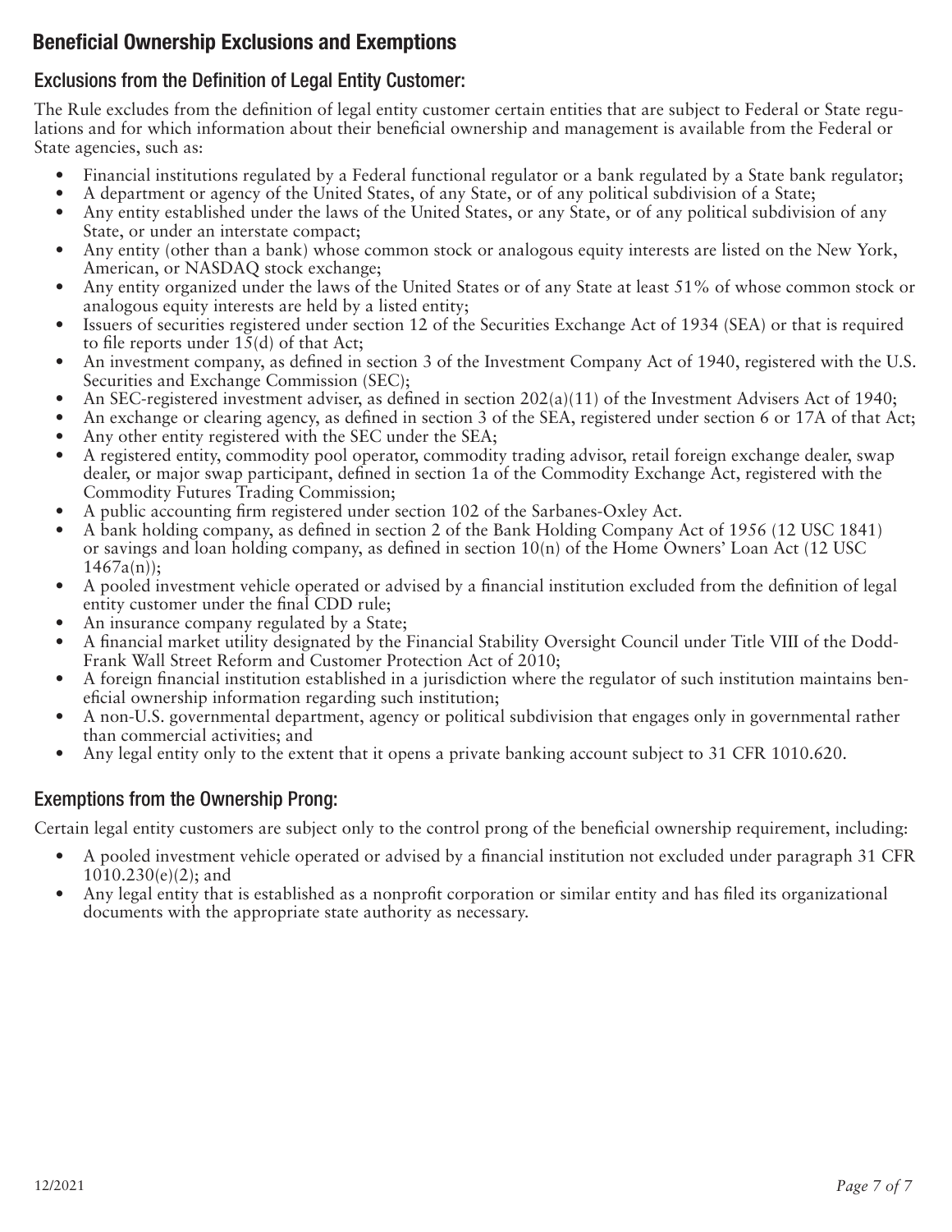## Beneficial Ownership Exclusions and Exemptions

### Exclusions from the Definition of Legal Entity Customer:

The Rule excludes from the definition of legal entity customer certain entities that are subject to Federal or State regulations and for which information about their beneficial ownership and management is available from the Federal or State agencies, such as:

- Financial institutions regulated by a Federal functional regulator or a bank regulated by a State bank regulator;
- A department or agency of the United States, of any State, or of any political subdivision of a State;
- Any entity established under the laws of the United States, or any State, or of any political subdivision of any State, or under an interstate compact;
- Any entity (other than a bank) whose common stock or analogous equity interests are listed on the New York, American, or NASDAQ stock exchange;
- Any entity organized under the laws of the United States or of any State at least 51% of whose common stock or analogous equity interests are held by a listed entity;
- Issuers of securities registered under section 12 of the Securities Exchange Act of 1934 (SEA) or that is required to file reports under 15(d) of that Act;
- An investment company, as defined in section 3 of the Investment Company Act of 1940, registered with the U.S. Securities and Exchange Commission (SEC);
- An SEC-registered investment adviser, as defined in section 202(a)(11) of the Investment Advisers Act of 1940;
- An exchange or clearing agency, as defined in section 3 of the SEA, registered under section 6 or 17A of that Act;
- Any other entity registered with the SEC under the SEA;
- A registered entity, commodity pool operator, commodity trading advisor, retail foreign exchange dealer, swap dealer, or major swap participant, defined in section 1a of the Commodity Exchange Act, registered with the Commodity Futures Trading Commission;
- A public accounting firm registered under section 102 of the Sarbanes-Oxley Act.
- A bank holding company, as defined in section 2 of the Bank Holding Company Act of 1956 (12 USC 1841) or savings and loan holding company, as defined in section 10(n) of the Home Owners' Loan Act (12 USC 1467a(n));
- A pooled investment vehicle operated or advised by a financial institution excluded from the definition of legal entity customer under the final CDD rule;
- An insurance company regulated by a State;
- A financial market utility designated by the Financial Stability Oversight Council under Title VIII of the Dodd-Frank Wall Street Reform and Customer Protection Act of 2010;
- A foreign financial institution established in a jurisdiction where the regulator of such institution maintains beneficial ownership information regarding such institution;
- A non-U.S. governmental department, agency or political subdivision that engages only in governmental rather than commercial activities; and
- Any legal entity only to the extent that it opens a private banking account subject to 31 CFR 1010.620.

### Exemptions from the Ownership Prong:

Certain legal entity customers are subject only to the control prong of the beneficial ownership requirement, including:

- A pooled investment vehicle operated or advised by a financial institution not excluded under paragraph 31 CFR 1010.230(e)(2); and
- Any legal entity that is established as a nonprofit corporation or similar entity and has filed its organizational documents with the appropriate state authority as necessary.

12/2021